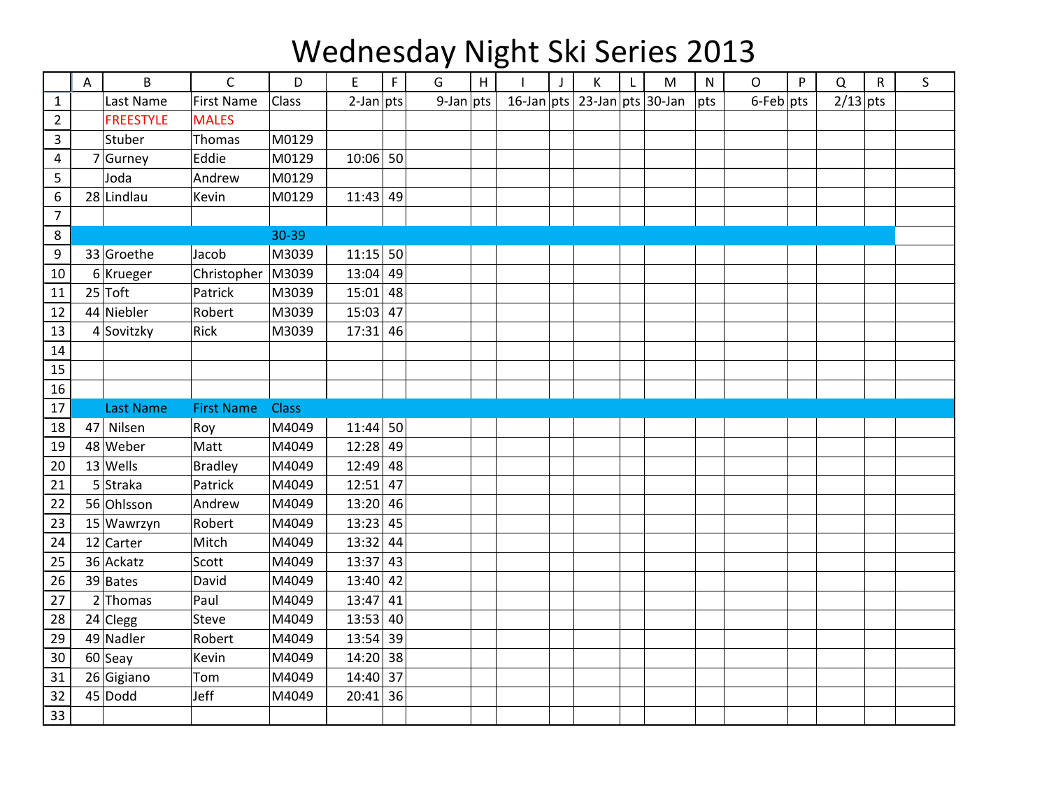# Wednesday Night Ski Series 2013

| | A | B | C | D | E | F | G | H | I | J | K | L | M | N | O | P | Q | R | S |
|---|---|---|---|---|---|---|---|---|---|---|---|---|---|---|---|---|---|---|---|
| 1 | | Last Name | First Name | Class | 2-Jan | pts | 9-Jan | pts | 16-Jan | pts | 23-Jan | pts | 30-Jan | pts | 6-Feb | pts | 2/13 | pts | |
| 2 | | FREESTYLE | MALES | | | | | | | | | | | | | | | | |
| 3 | | Stuber | Thomas | M0129 | | | | | | | | | | | | | | | |
| 4 | 7 | Gurney | Eddie | M0129 | 10:06 | 50 | | | | | | | | | | | | | |
| 5 | | Joda | Andrew | M0129 | | | | | | | | | | | | | | | |
| 6 | 28 | Lindlau | Kevin | M0129 | 11:43 | 49 | | | | | | | | | | | | | |
| 7 | | | | | | | | | | | | | | | | | | | |
| 8 | | | | 30-39 | | | | | | | | | | | | | | | |
| 9 | 33 | Groethe | Jacob | M3039 | 11:15 | 50 | | | | | | | | | | | | | |
| 10 | 6 | Krueger | Christopher | M3039 | 13:04 | 49 | | | | | | | | | | | | | |
| 11 | 25 | Toft | Patrick | M3039 | 15:01 | 48 | | | | | | | | | | | | | |
| 12 | 44 | Niebler | Robert | M3039 | 15:03 | 47 | | | | | | | | | | | | | |
| 13 | 4 | Sovitzky | Rick | M3039 | 17:31 | 46 | | | | | | | | | | | | | |
| 14 | | | | | | | | | | | | | | | | | | | |
| 15 | | | | | | | | | | | | | | | | | | | |
| 16 | | | | | | | | | | | | | | | | | | | |
| 17 | | Last Name | First Name | Class | | | | | | | | | | | | | | | |
| 18 | 47 | Nilsen | Roy | M4049 | 11:44 | 50 | | | | | | | | | | | | | |
| 19 | 48 | Weber | Matt | M4049 | 12:28 | 49 | | | | | | | | | | | | | |
| 20 | 13 | Wells | Bradley | M4049 | 12:49 | 48 | | | | | | | | | | | | | |
| 21 | 5 | Straka | Patrick | M4049 | 12:51 | 47 | | | | | | | | | | | | | |
| 22 | 56 | Ohlsson | Andrew | M4049 | 13:20 | 46 | | | | | | | | | | | | | |
| 23 | 15 | Wawrzyn | Robert | M4049 | 13:23 | 45 | | | | | | | | | | | | | |
| 24 | 12 | Carter | Mitch | M4049 | 13:32 | 44 | | | | | | | | | | | | | |
| 25 | 36 | Ackatz | Scott | M4049 | 13:37 | 43 | | | | | | | | | | | | | |
| 26 | 39 | Bates | David | M4049 | 13:40 | 42 | | | | | | | | | | | | | |
| 27 | 2 | Thomas | Paul | M4049 | 13:47 | 41 | | | | | | | | | | | | | |
| 28 | 24 | Clegg | Steve | M4049 | 13:53 | 40 | | | | | | | | | | | | | |
| 29 | 49 | Nadler | Robert | M4049 | 13:54 | 39 | | | | | | | | | | | | | |
| 30 | 60 | Seay | Kevin | M4049 | 14:20 | 38 | | | | | | | | | | | | | |
| 31 | 26 | Gigiano | Tom | M4049 | 14:40 | 37 | | | | | | | | | | | | | |
| 32 | 45 | Dodd | Jeff | M4049 | 20:41 | 36 | | | | | | | | | | | | | |
| 33 | | | | | | | | | | | | | | | | | | | |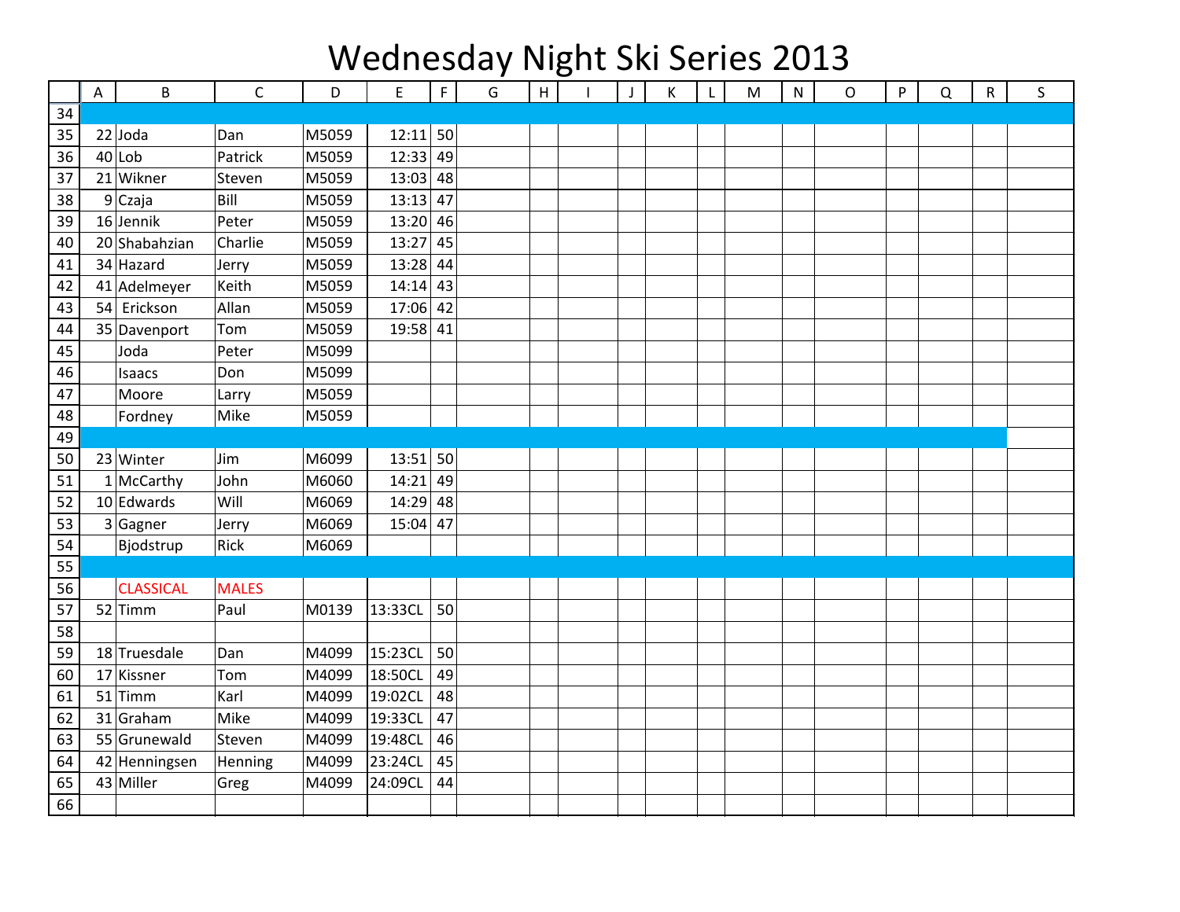# Wednesday Night Ski Series 2013

|  | A | B | C | D | E | F | G | H | I | J | K | L | M | N | O | P | Q | R | S |
|---|---|---|---|---|---|---|---|---|---|---|---|---|---|---|---|---|---|---|---|
| 34 | | | | | | | | | | | | | | | | | | | |
| 35 | 22 | Joda | Dan | M5059 | 12:11 | 50 | | | | | | | | | | | | | |
| 36 | 40 | Lob | Patrick | M5059 | 12:33 | 49 | | | | | | | | | | | | | |
| 37 | 21 | Wikner | Steven | M5059 | 13:03 | 48 | | | | | | | | | | | | | |
| 38 | 9 | Czaja | Bill | M5059 | 13:13 | 47 | | | | | | | | | | | | | |
| 39 | 16 | Jennik | Peter | M5059 | 13:20 | 46 | | | | | | | | | | | | | |
| 40 | 20 | Shabahzian | Charlie | M5059 | 13:27 | 45 | | | | | | | | | | | | | |
| 41 | 34 | Hazard | Jerry | M5059 | 13:28 | 44 | | | | | | | | | | | | | |
| 42 | 41 | Adelmeyer | Keith | M5059 | 14:14 | 43 | | | | | | | | | | | | | |
| 43 | 54 | Erickson | Allan | M5059 | 17:06 | 42 | | | | | | | | | | | | | |
| 44 | 35 | Davenport | Tom | M5059 | 19:58 | 41 | | | | | | | | | | | | | |
| 45 | | Joda | Peter | M5099 | | | | | | | | | | | | | | | |
| 46 | | Isaacs | Don | M5099 | | | | | | | | | | | | | | | |
| 47 | | Moore | Larry | M5059 | | | | | | | | | | | | | | | |
| 48 | | Fordney | Mike | M5059 | | | | | | | | | | | | | | | |
| 49 | | | | | | | | | | | | | | | | | | | |
| 50 | 23 | Winter | Jim | M6099 | 13:51 | 50 | | | | | | | | | | | | | |
| 51 | 1 | McCarthy | John | M6060 | 14:21 | 49 | | | | | | | | | | | | | |
| 52 | 10 | Edwards | Will | M6069 | 14:29 | 48 | | | | | | | | | | | | | |
| 53 | 3 | Gagner | Jerry | M6069 | 15:04 | 47 | | | | | | | | | | | | | |
| 54 | | Bjodstrup | Rick | M6069 | | | | | | | | | | | | | | | |
| 55 | | | | | | | | | | | | | | | | | | | |
| 56 | | CLASSICAL | MALES | | | | | | | | | | | | | | | | |
| 57 | 52 | Timm | Paul | M0139 | 13:33CL | 50 | | | | | | | | | | | | | |
| 58 | | | | | | | | | | | | | | | | | | | |
| 59 | 18 | Truesdale | Dan | M4099 | 15:23CL | 50 | | | | | | | | | | | | | |
| 60 | 17 | Kissner | Tom | M4099 | 18:50CL | 49 | | | | | | | | | | | | | |
| 61 | 51 | Timm | Karl | M4099 | 19:02CL | 48 | | | | | | | | | | | | | |
| 62 | 31 | Graham | Mike | M4099 | 19:33CL | 47 | | | | | | | | | | | | | |
| 63 | 55 | Grunewald | Steven | M4099 | 19:48CL | 46 | | | | | | | | | | | | | |
| 64 | 42 | Henningsen | Henning | M4099 | 23:24CL | 45 | | | | | | | | | | | | | |
| 65 | 43 | Miller | Greg | M4099 | 24:09CL | 44 | | | | | | | | | | | | | |
| 66 | | | | | | | | | | | | | | | | | | | |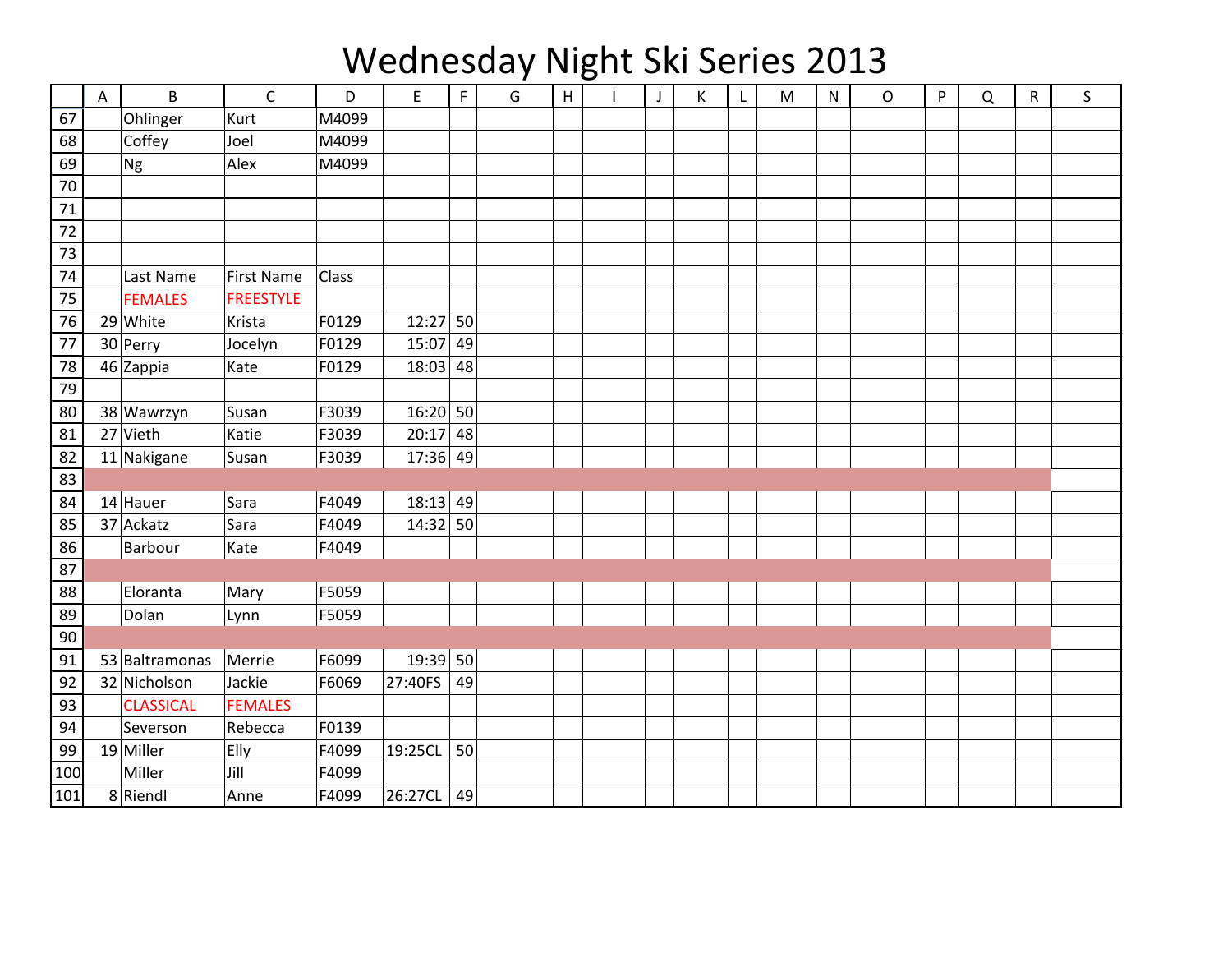# Wednesday Night Ski Series 2013

| | A | B | C | D | E | F | G | H | I | J | K | L | M | N | O | P | Q | R | S |
|---|---|---|---|---|---|---|---|---|---|---|---|---|---|---|---|---|---|---|---|
| 67 | | Ohlinger | Kurt | M4099 | | | | | | | | | | | | | | | |
| 68 | | Coffey | Joel | M4099 | | | | | | | | | | | | | | | |
| 69 | | Ng | Alex | M4099 | | | | | | | | | | | | | | | |
| 70 | | | | | | | | | | | | | | | | | | | |
| 71 | | | | | | | | | | | | | | | | | | | |
| 72 | | | | | | | | | | | | | | | | | | | |
| 73 | | | | | | | | | | | | | | | | | | | |
| 74 | | Last Name | First Name | Class | | | | | | | | | | | | | | | |
| 75 | | FEMALES | FREESTYLE | | | | | | | | | | | | | | | | |
| 76 | 29 | White | Krista | F0129 | 12:27 | 50 | | | | | | | | | | | | | |
| 77 | 30 | Perry | Jocelyn | F0129 | 15:07 | 49 | | | | | | | | | | | | | |
| 78 | 46 | Zappia | Kate | F0129 | 18:03 | 48 | | | | | | | | | | | | | |
| 79 | | | | | | | | | | | | | | | | | | | |
| 80 | 38 | Wawrzyn | Susan | F3039 | 16:20 | 50 | | | | | | | | | | | | | |
| 81 | 27 | Vieth | Katie | F3039 | 20:17 | 48 | | | | | | | | | | | | | |
| 82 | 11 | Nakigane | Susan | F3039 | 17:36 | 49 | | | | | | | | | | | | | |
| 83 | | | | | | | | | | | | | | | | | | | |
| 84 | 14 | Hauer | Sara | F4049 | 18:13 | 49 | | | | | | | | | | | | | |
| 85 | 37 | Ackatz | Sara | F4049 | 14:32 | 50 | | | | | | | | | | | | | |
| 86 | | Barbour | Kate | F4049 | | | | | | | | | | | | | | | |
| 87 | | | | | | | | | | | | | | | | | | | |
| 88 | | Eloranta | Mary | F5059 | | | | | | | | | | | | | | | |
| 89 | | Dolan | Lynn | F5059 | | | | | | | | | | | | | | | |
| 90 | | | | | | | | | | | | | | | | | | | |
| 91 | 53 | Baltramonas | Merrie | F6099 | 19:39 | 50 | | | | | | | | | | | | | |
| 92 | 32 | Nicholson | Jackie | F6069 | 27:40FS | 49 | | | | | | | | | | | | | |
| 93 | | CLASSICAL | FEMALES | | | | | | | | | | | | | | | | |
| 94 | | Severson | Rebecca | F0139 | | | | | | | | | | | | | | | |
| 99 | 19 | Miller | Elly | F4099 | 19:25CL | 50 | | | | | | | | | | | | | |
| 100 | | Miller | Jill | F4099 | | | | | | | | | | | | | | | |
| 101 | 8 | Riendl | Anne | F4099 | 26:27CL | 49 | | | | | | | | | | | | | |